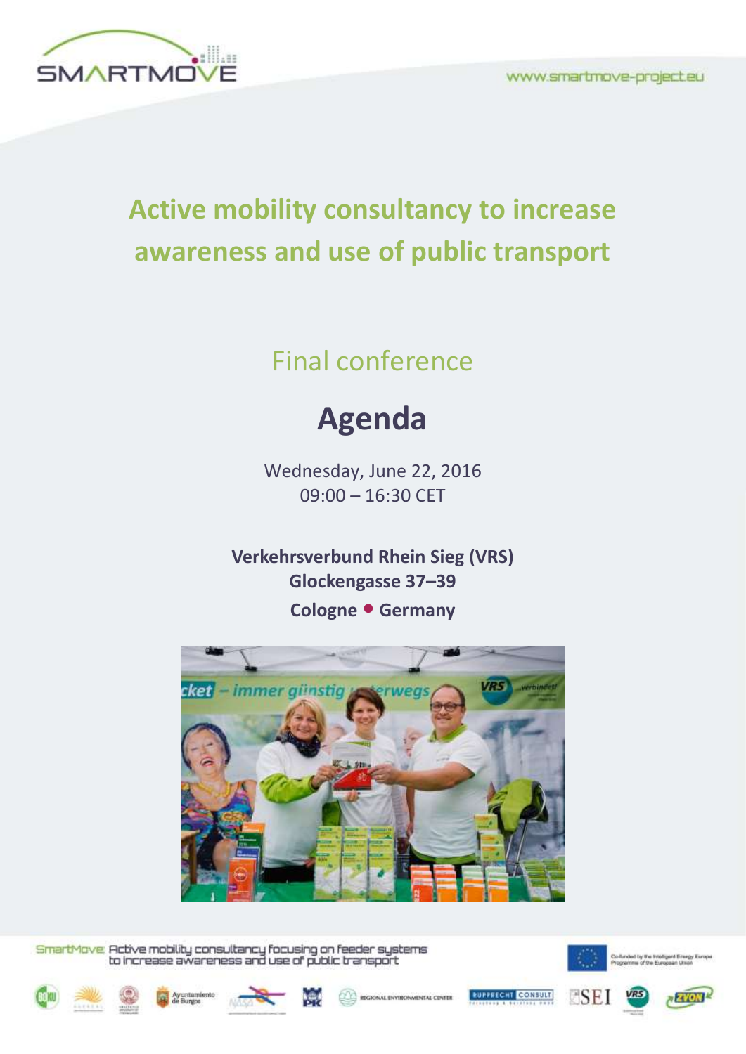www.smartmove-project.eu

# Active mobility consultancy to increase awareness and use of public transport

## Final conference

# Agenda

Wednesday, June 22, 2016
09:00 – 16:30 CET

**Verkehrsverbund Rhein Sieg (VRS)**
**Glockengasse 37–39**
**Cologne • Germany**

SmartMove: Active mobility consultancy focusing on feeder systems to increase awareness and use of public transport

Co-funded by the Intelligent Energy Europe Programme of the European Union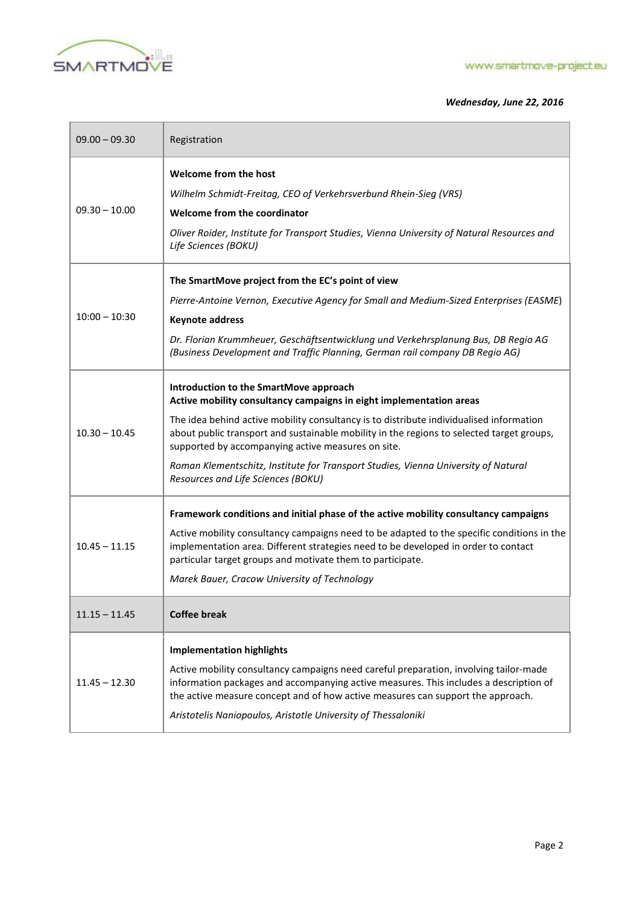***Wednesday, June 22, 2016***

| | |
|---|---|
| 09.00 – 09.30 | Registration |
| 09.30 – 10.00 | **Welcome from the host**<br>*Wilhelm Schmidt-Freitag, CEO of Verkehrsverbund Rhein-Sieg (VRS)*<br>**Welcome from the coordinator**<br>*Oliver Roider, Institute for Transport Studies, Vienna University of Natural Resources and Life Sciences (BOKU)* |
| 10:00 – 10:30 | **The SmartMove project from the EC's point of view**<br>*Pierre-Antoine Vernon, Executive Agency for Small and Medium-Sized Enterprises (EASME)*<br>**Keynote address**<br>*Dr. Florian Krummheuer, Geschäftsentwicklung und Verkehrsplanung Bus, DB Regio AG (Business Development and Traffic Planning, German rail company DB Regio AG)* |
| 10.30 – 10.45 | **Introduction to the SmartMove approach**<br>**Active mobility consultancy campaigns in eight implementation areas**<br>The idea behind active mobility consultancy is to distribute individualised information about public transport and sustainable mobility in the regions to selected target groups, supported by accompanying active measures on site.<br>*Roman Klementschitz, Institute for Transport Studies, Vienna University of Natural Resources and Life Sciences (BOKU)* |
| 10.45 – 11.15 | **Framework conditions and initial phase of the active mobility consultancy campaigns**<br>Active mobility consultancy campaigns need to be adapted to the specific conditions in the implementation area. Different strategies need to be developed in order to contact particular target groups and motivate them to participate.<br>*Marek Bauer, Cracow University of Technology* |
| 11.15 – 11.45 | **Coffee break** |
| 11.45 – 12.30 | **Implementation highlights**<br>Active mobility consultancy campaigns need careful preparation, involving tailor-made information packages and accompanying active measures. This includes a description of the active measure concept and of how active measures can support the approach.<br>*Aristotelis Naniopoulos, Aristotle University of Thessaloniki* |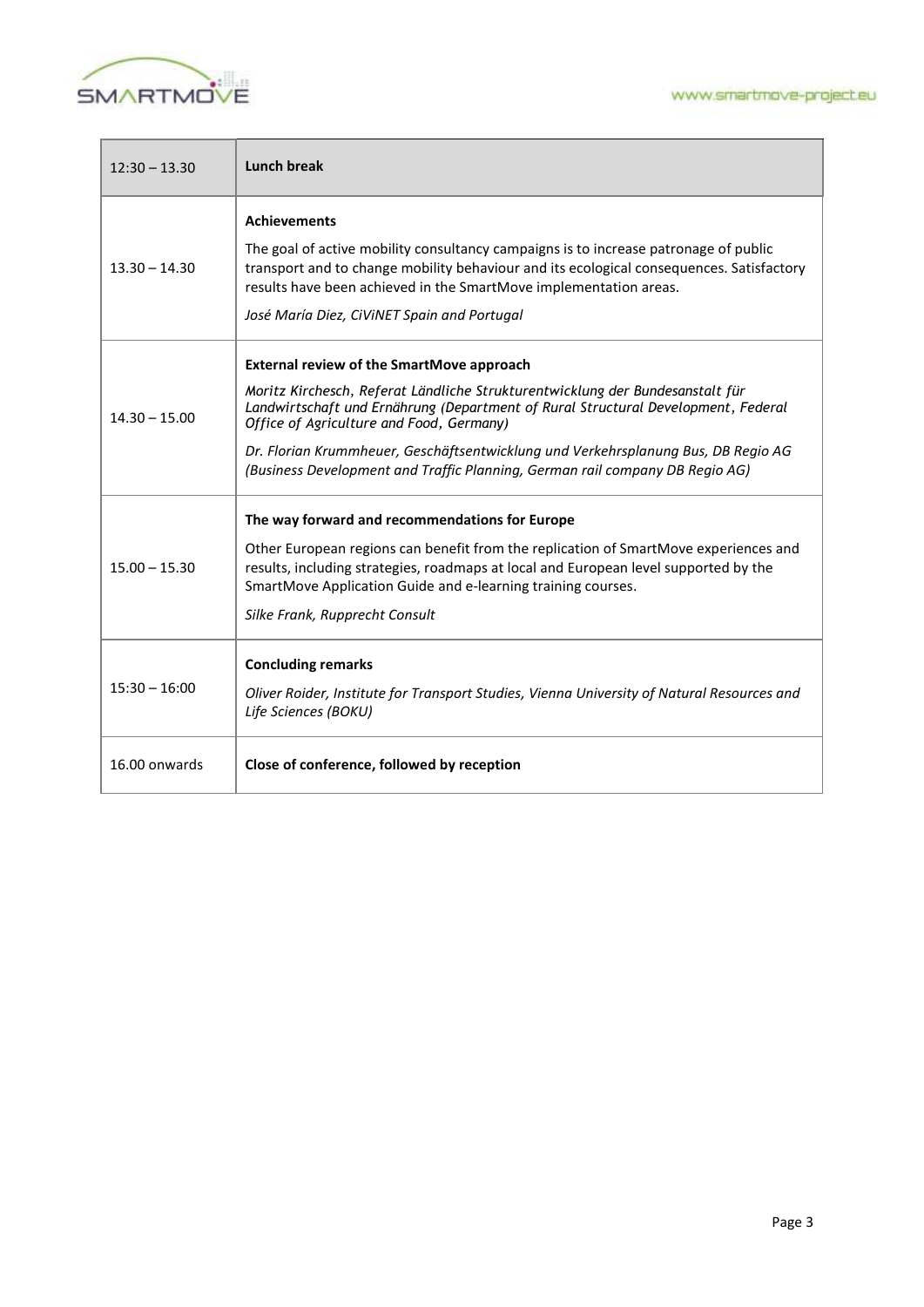| | |
|---|---|
| 12:30 – 13.30 | **Lunch break** |
| 13.30 – 14.30 | **Achievements**<br><br>The goal of active mobility consultancy campaigns is to increase patronage of public transport and to change mobility behaviour and its ecological consequences. Satisfactory results have been achieved in the SmartMove implementation areas.<br><br>*José María Diez, CiViNET Spain and Portugal* |
| 14.30 – 15.00 | **External review of the SmartMove approach**<br><br>*Moritz Kirchesch, Referat Ländliche Strukturentwicklung der Bundesanstalt für Landwirtschaft und Ernährung (Department of Rural Structural Development, Federal Office of Agriculture and Food, Germany)*<br><br>*Dr. Florian Krummheuer, Geschäftsentwicklung und Verkehrsplanung Bus, DB Regio AG (Business Development and Traffic Planning, German rail company DB Regio AG)* |
| 15.00 – 15.30 | **The way forward and recommendations for Europe**<br><br>Other European regions can benefit from the replication of SmartMove experiences and results, including strategies, roadmaps at local and European level supported by the SmartMove Application Guide and e-learning training courses.<br><br>*Silke Frank, Rupprecht Consult* |
| 15:30 – 16:00 | **Concluding remarks**<br><br>*Oliver Roider, Institute for Transport Studies, Vienna University of Natural Resources and Life Sciences (BOKU)* |
| 16.00 onwards | **Close of conference, followed by reception** |